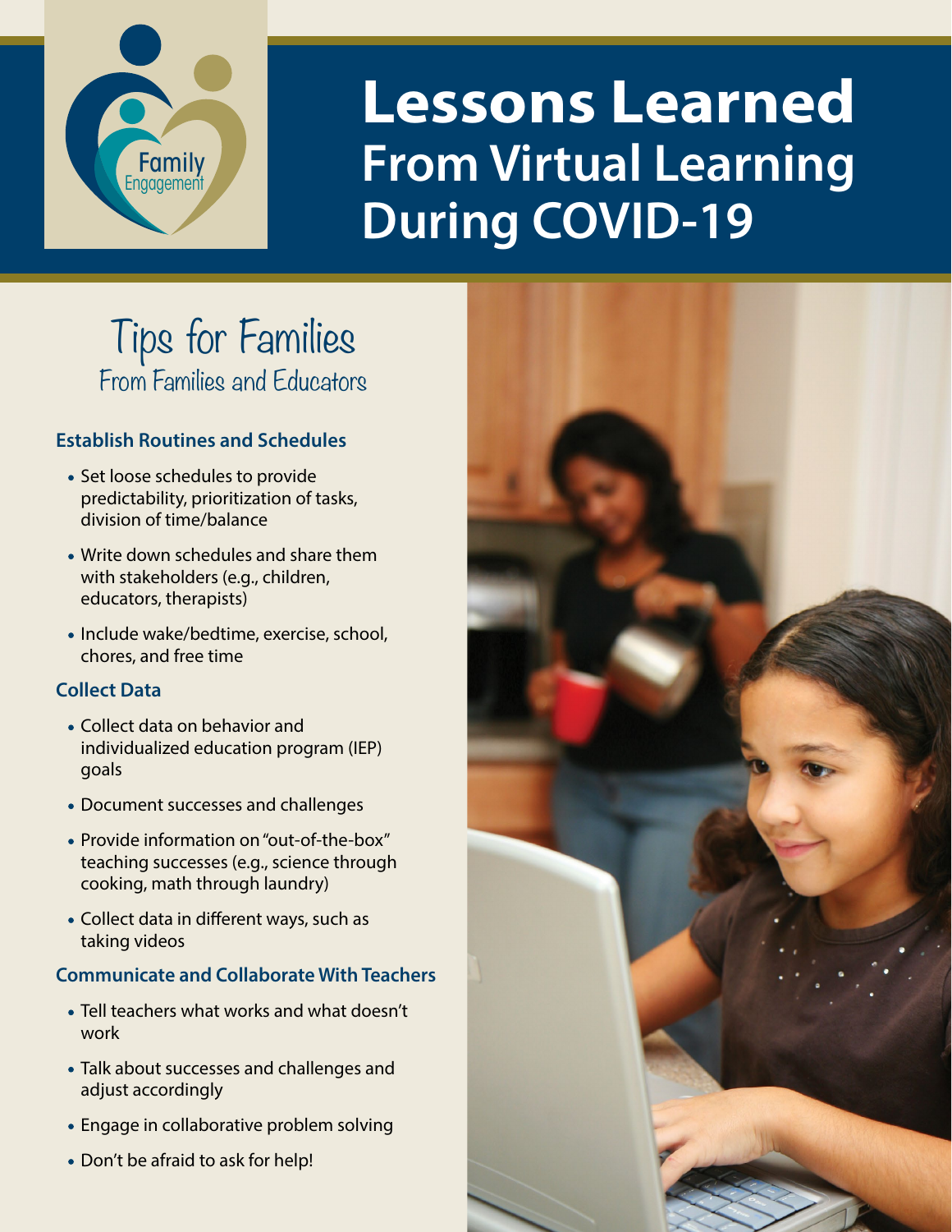# Lessons Learned From Virtual Learning During COVID-19

## Tips for Families
### From Families and Educators

**Establish Routines and Schedules**

- Set loose schedules to provide predictability, prioritization of tasks, division of time/balance
- Write down schedules and share them with stakeholders (e.g., children, educators, therapists)
- Include wake/bedtime, exercise, school, chores, and free time

**Collect Data**

- Collect data on behavior and individualized education program (IEP) goals
- Document successes and challenges
- Provide information on "out-of-the-box" teaching successes (e.g., science through cooking, math through laundry)
- Collect data in different ways, such as taking videos

**Communicate and Collaborate With Teachers**

- Tell teachers what works and what doesn't work
- Talk about successes and challenges and adjust accordingly
- Engage in collaborative problem solving
- Don't be afraid to ask for help!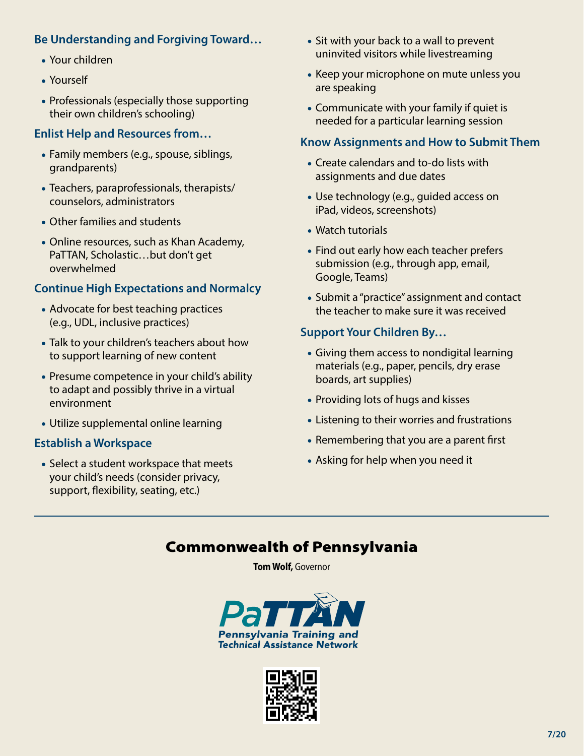### Be Understanding and Forgiving Toward…

- Your children
- Yourself
- Professionals (especially those supporting their own children's schooling)

### Enlist Help and Resources from…

- Family members (e.g., spouse, siblings, grandparents)
- Teachers, paraprofessionals, therapists/counselors, administrators
- Other families and students
- Online resources, such as Khan Academy, PaTTAN, Scholastic…but don't get overwhelmed

### Continue High Expectations and Normalcy

- Advocate for best teaching practices (e.g., UDL, inclusive practices)
- Talk to your children's teachers about how to support learning of new content
- Presume competence in your child's ability to adapt and possibly thrive in a virtual environment
- Utilize supplemental online learning

### Establish a Workspace

- Select a student workspace that meets your child's needs (consider privacy, support, flexibility, seating, etc.)
- Sit with your back to a wall to prevent uninvited visitors while livestreaming
- Keep your microphone on mute unless you are speaking
- Communicate with your family if quiet is needed for a particular learning session

### Know Assignments and How to Submit Them

- Create calendars and to-do lists with assignments and due dates
- Use technology (e.g., guided access on iPad, videos, screenshots)
- Watch tutorials
- Find out early how each teacher prefers submission (e.g., through app, email, Google, Teams)
- Submit a "practice" assignment and contact the teacher to make sure it was received

### Support Your Children By…

- Giving them access to nondigital learning materials (e.g., paper, pencils, dry erase boards, art supplies)
- Providing lots of hugs and kisses
- Listening to their worries and frustrations
- Remembering that you are a parent first
- Asking for help when you need it

---

## Commonwealth of Pennsylvania

**Tom Wolf,** Governor

PaTTAN
Pennsylvania Training and Technical Assistance Network

7/20